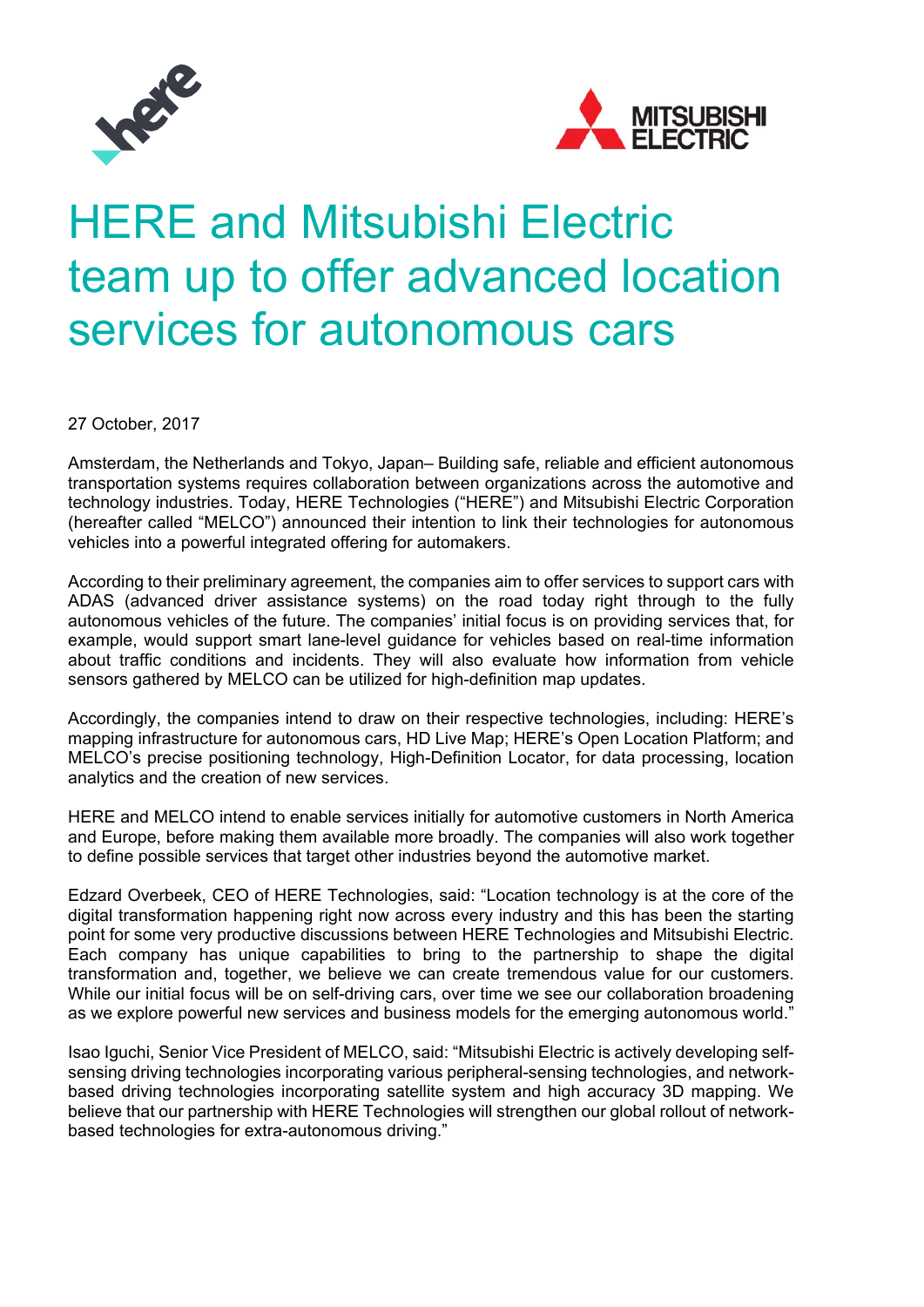# HERE and Mitsubishi Electric team up to offer advanced location services for autonomous cars

27 October, 2017

Amsterdam, the Netherlands and Tokyo, Japan– Building safe, reliable and efficient autonomous transportation systems requires collaboration between organizations across the automotive and technology industries. Today, HERE Technologies ("HERE") and Mitsubishi Electric Corporation (hereafter called "MELCO") announced their intention to link their technologies for autonomous vehicles into a powerful integrated offering for automakers.

According to their preliminary agreement, the companies aim to offer services to support cars with ADAS (advanced driver assistance systems) on the road today right through to the fully autonomous vehicles of the future. The companies' initial focus is on providing services that, for example, would support smart lane-level guidance for vehicles based on real-time information about traffic conditions and incidents. They will also evaluate how information from vehicle sensors gathered by MELCO can be utilized for high-definition map updates.

Accordingly, the companies intend to draw on their respective technologies, including: HERE's mapping infrastructure for autonomous cars, HD Live Map; HERE's Open Location Platform; and MELCO's precise positioning technology, High-Definition Locator, for data processing, location analytics and the creation of new services.

HERE and MELCO intend to enable services initially for automotive customers in North America and Europe, before making them available more broadly. The companies will also work together to define possible services that target other industries beyond the automotive market.

Edzard Overbeek, CEO of HERE Technologies, said: "Location technology is at the core of the digital transformation happening right now across every industry and this has been the starting point for some very productive discussions between HERE Technologies and Mitsubishi Electric. Each company has unique capabilities to bring to the partnership to shape the digital transformation and, together, we believe we can create tremendous value for our customers. While our initial focus will be on self-driving cars, over time we see our collaboration broadening as we explore powerful new services and business models for the emerging autonomous world."

Isao Iguchi, Senior Vice President of MELCO, said: "Mitsubishi Electric is actively developing self-sensing driving technologies incorporating various peripheral-sensing technologies, and network-based driving technologies incorporating satellite system and high accuracy 3D mapping. We believe that our partnership with HERE Technologies will strengthen our global rollout of network-based technologies for extra-autonomous driving."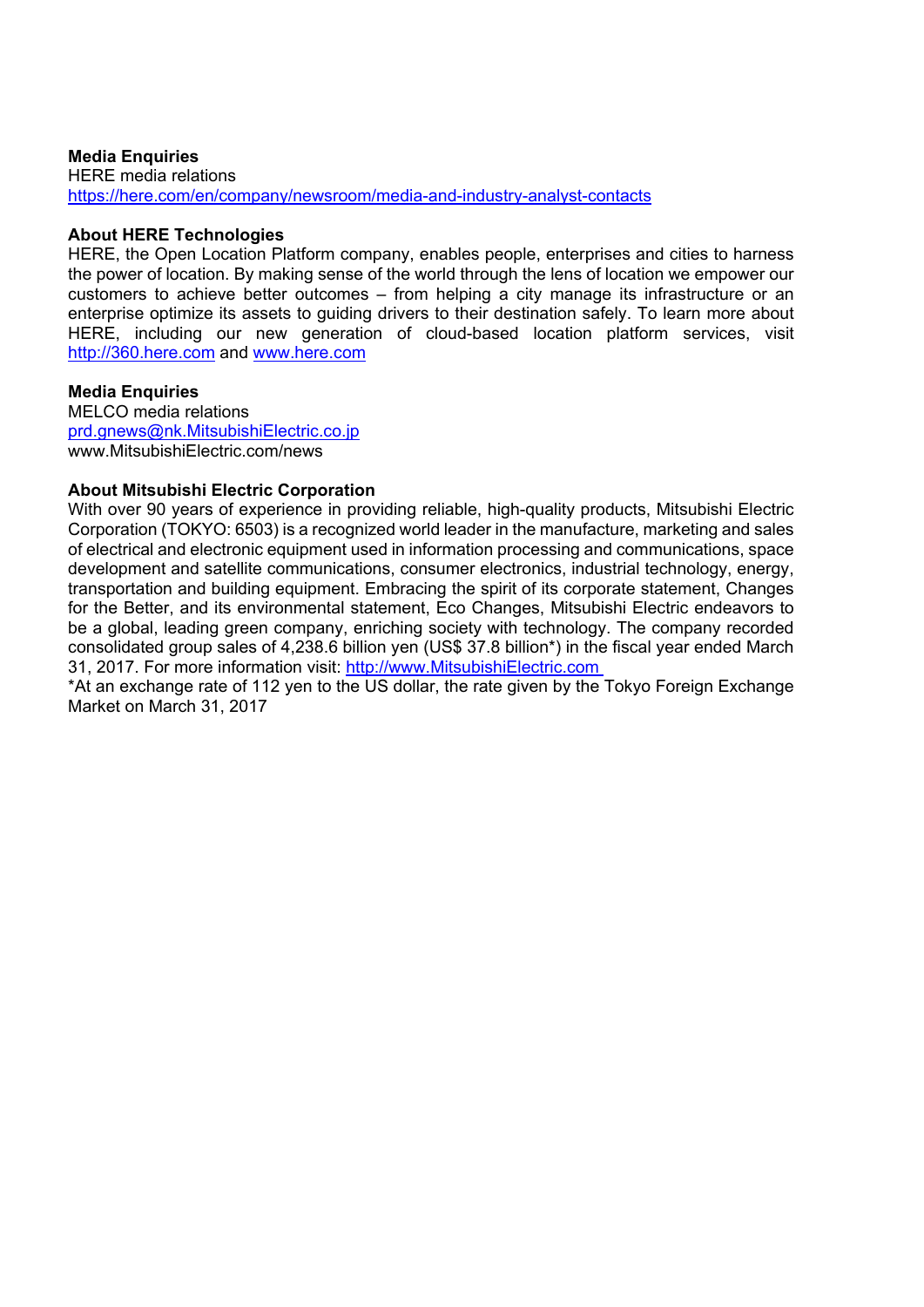**Media Enquiries**
HERE media relations
https://here.com/en/company/newsroom/media-and-industry-analyst-contacts

**About HERE Technologies**
HERE, the Open Location Platform company, enables people, enterprises and cities to harness the power of location. By making sense of the world through the lens of location we empower our customers to achieve better outcomes – from helping a city manage its infrastructure or an enterprise optimize its assets to guiding drivers to their destination safely. To learn more about HERE, including our new generation of cloud-based location platform services, visit http://360.here.com and www.here.com

**Media Enquiries**
MELCO media relations
prd.gnews@nk.MitsubishiElectric.co.jp
www.MitsubishiElectric.com/news

**About Mitsubishi Electric Corporation**
With over 90 years of experience in providing reliable, high-quality products, Mitsubishi Electric Corporation (TOKYO: 6503) is a recognized world leader in the manufacture, marketing and sales of electrical and electronic equipment used in information processing and communications, space development and satellite communications, consumer electronics, industrial technology, energy, transportation and building equipment. Embracing the spirit of its corporate statement, Changes for the Better, and its environmental statement, Eco Changes, Mitsubishi Electric endeavors to be a global, leading green company, enriching society with technology. The company recorded consolidated group sales of 4,238.6 billion yen (US$ 37.8 billion*) in the fiscal year ended March 31, 2017. For more information visit: http://www.MitsubishiElectric.com

*At an exchange rate of 112 yen to the US dollar, the rate given by the Tokyo Foreign Exchange Market on March 31, 2017